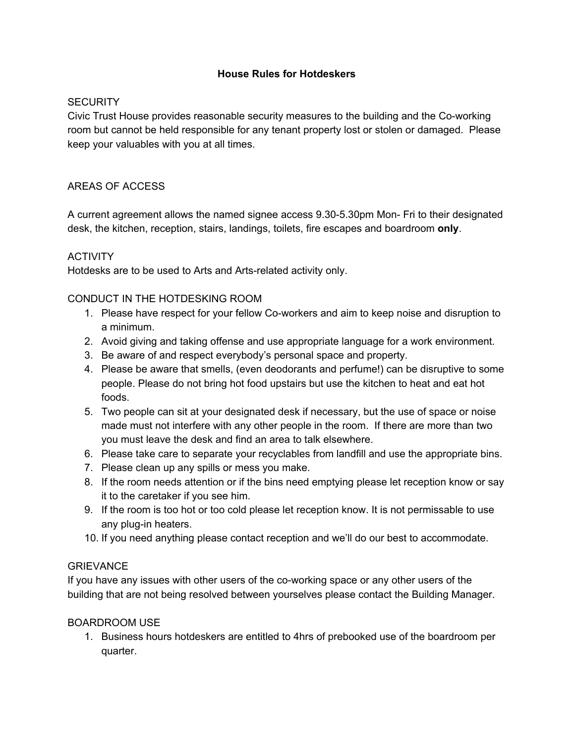# House Rules for Hotdeskers

## SECURITY

Civic Trust House provides reasonable security measures to the building and the Co-working room but cannot be held responsible for any tenant property lost or stolen or damaged. Please keep your valuables with you at all times.

## AREAS OF ACCESS

A current agreement allows the named signee access 9.30-5.30pm Mon- Fri to their designated desk, the kitchen, reception, stairs, landings, toilets, fire escapes and boardroom **only**.

## ACTIVITY

Hotdesks are to be used to Arts and Arts-related activity only.

## CONDUCT IN THE HOTDESKING ROOM

1. Please have respect for your fellow Co-workers and aim to keep noise and disruption to a minimum.
2. Avoid giving and taking offense and use appropriate language for a work environment.
3. Be aware of and respect everybody's personal space and property.
4. Please be aware that smells, (even deodorants and perfume!) can be disruptive to some people. Please do not bring hot food upstairs but use the kitchen to heat and eat hot foods.
5. Two people can sit at your designated desk if necessary, but the use of space or noise made must not interfere with any other people in the room. If there are more than two you must leave the desk and find an area to talk elsewhere.
6. Please take care to separate your recyclables from landfill and use the appropriate bins.
7. Please clean up any spills or mess you make.
8. If the room needs attention or if the bins need emptying please let reception know or say it to the caretaker if you see him.
9. If the room is too hot or too cold please let reception know. It is not permissable to use any plug-in heaters.
10. If you need anything please contact reception and we'll do our best to accommodate.

## GRIEVANCE

If you have any issues with other users of the co-working space or any other users of the building that are not being resolved between yourselves please contact the Building Manager.

## BOARDROOM USE

1. Business hours hotdeskers are entitled to 4hrs of prebooked use of the boardroom per quarter.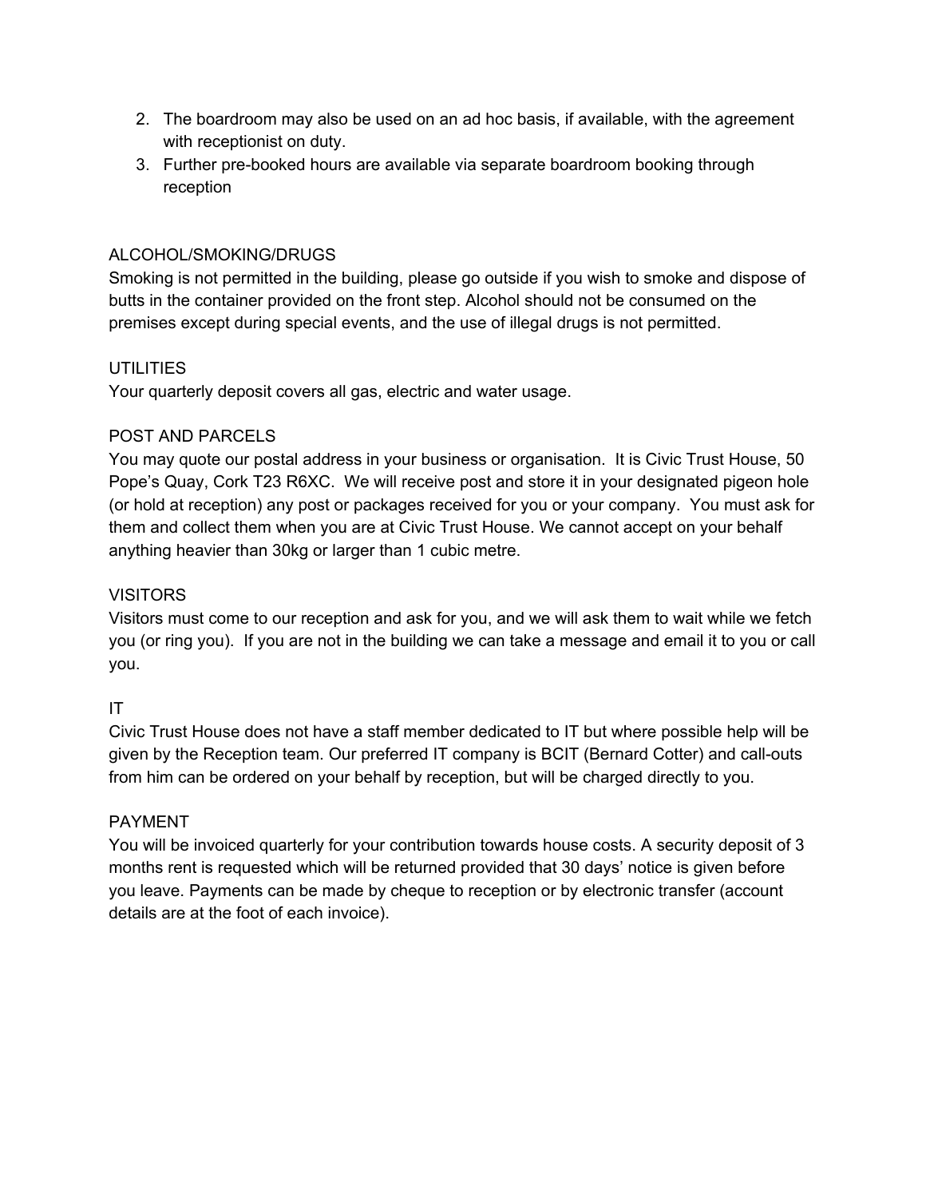2. The boardroom may also be used on an ad hoc basis, if available, with the agreement with receptionist on duty.
3. Further pre-booked hours are available via separate boardroom booking through reception

ALCOHOL/SMOKING/DRUGS

Smoking is not permitted in the building, please go outside if you wish to smoke and dispose of butts in the container provided on the front step. Alcohol should not be consumed on the premises except during special events, and the use of illegal drugs is not permitted.

UTILITIES

Your quarterly deposit covers all gas, electric and water usage.

POST AND PARCELS

You may quote our postal address in your business or organisation. It is Civic Trust House, 50 Pope's Quay, Cork T23 R6XC. We will receive post and store it in your designated pigeon hole (or hold at reception) any post or packages received for you or your company. You must ask for them and collect them when you are at Civic Trust House. We cannot accept on your behalf anything heavier than 30kg or larger than 1 cubic metre.

VISITORS

Visitors must come to our reception and ask for you, and we will ask them to wait while we fetch you (or ring you). If you are not in the building we can take a message and email it to you or call you.

IT

Civic Trust House does not have a staff member dedicated to IT but where possible help will be given by the Reception team. Our preferred IT company is BCIT (Bernard Cotter) and call-outs from him can be ordered on your behalf by reception, but will be charged directly to you.

PAYMENT

You will be invoiced quarterly for your contribution towards house costs. A security deposit of 3 months rent is requested which will be returned provided that 30 days' notice is given before you leave. Payments can be made by cheque to reception or by electronic transfer (account details are at the foot of each invoice).